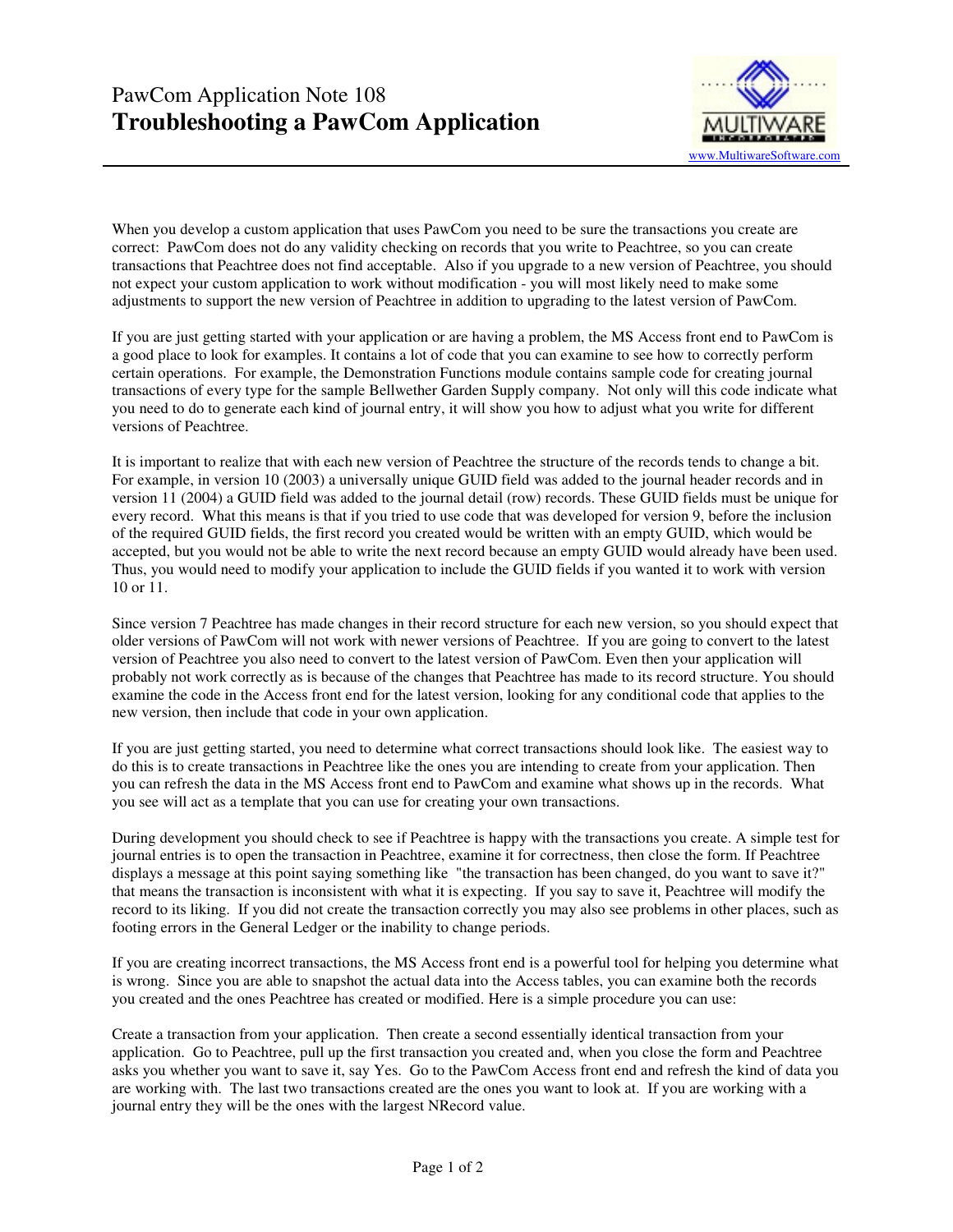# PawCom Application Note 108
# **Troubleshooting a PawCom Application**

www.MultiwareSoftware.com

When you develop a custom application that uses PawCom you need to be sure the transactions you create are correct: PawCom does not do any validity checking on records that you write to Peachtree, so you can create transactions that Peachtree does not find acceptable. Also if you upgrade to a new version of Peachtree, you should not expect your custom application to work without modification - you will most likely need to make some adjustments to support the new version of Peachtree in addition to upgrading to the latest version of PawCom.

If you are just getting started with your application or are having a problem, the MS Access front end to PawCom is a good place to look for examples. It contains a lot of code that you can examine to see how to correctly perform certain operations. For example, the Demonstration Functions module contains sample code for creating journal transactions of every type for the sample Bellwether Garden Supply company. Not only will this code indicate what you need to do to generate each kind of journal entry, it will show you how to adjust what you write for different versions of Peachtree.

It is important to realize that with each new version of Peachtree the structure of the records tends to change a bit. For example, in version 10 (2003) a universally unique GUID field was added to the journal header records and in version 11 (2004) a GUID field was added to the journal detail (row) records. These GUID fields must be unique for every record. What this means is that if you tried to use code that was developed for version 9, before the inclusion of the required GUID fields, the first record you created would be written with an empty GUID, which would be accepted, but you would not be able to write the next record because an empty GUID would already have been used. Thus, you would need to modify your application to include the GUID fields if you wanted it to work with version 10 or 11.

Since version 7 Peachtree has made changes in their record structure for each new version, so you should expect that older versions of PawCom will not work with newer versions of Peachtree. If you are going to convert to the latest version of Peachtree you also need to convert to the latest version of PawCom. Even then your application will probably not work correctly as is because of the changes that Peachtree has made to its record structure. You should examine the code in the Access front end for the latest version, looking for any conditional code that applies to the new version, then include that code in your own application.

If you are just getting started, you need to determine what correct transactions should look like. The easiest way to do this is to create transactions in Peachtree like the ones you are intending to create from your application. Then you can refresh the data in the MS Access front end to PawCom and examine what shows up in the records. What you see will act as a template that you can use for creating your own transactions.

During development you should check to see if Peachtree is happy with the transactions you create. A simple test for journal entries is to open the transaction in Peachtree, examine it for correctness, then close the form. If Peachtree displays a message at this point saying something like "the transaction has been changed, do you want to save it?" that means the transaction is inconsistent with what it is expecting. If you say to save it, Peachtree will modify the record to its liking. If you did not create the transaction correctly you may also see problems in other places, such as footing errors in the General Ledger or the inability to change periods.

If you are creating incorrect transactions, the MS Access front end is a powerful tool for helping you determine what is wrong. Since you are able to snapshot the actual data into the Access tables, you can examine both the records you created and the ones Peachtree has created or modified. Here is a simple procedure you can use:

Create a transaction from your application. Then create a second essentially identical transaction from your application. Go to Peachtree, pull up the first transaction you created and, when you close the form and Peachtree asks you whether you want to save it, say Yes. Go to the PawCom Access front end and refresh the kind of data you are working with. The last two transactions created are the ones you want to look at. If you are working with a journal entry they will be the ones with the largest NRecord value.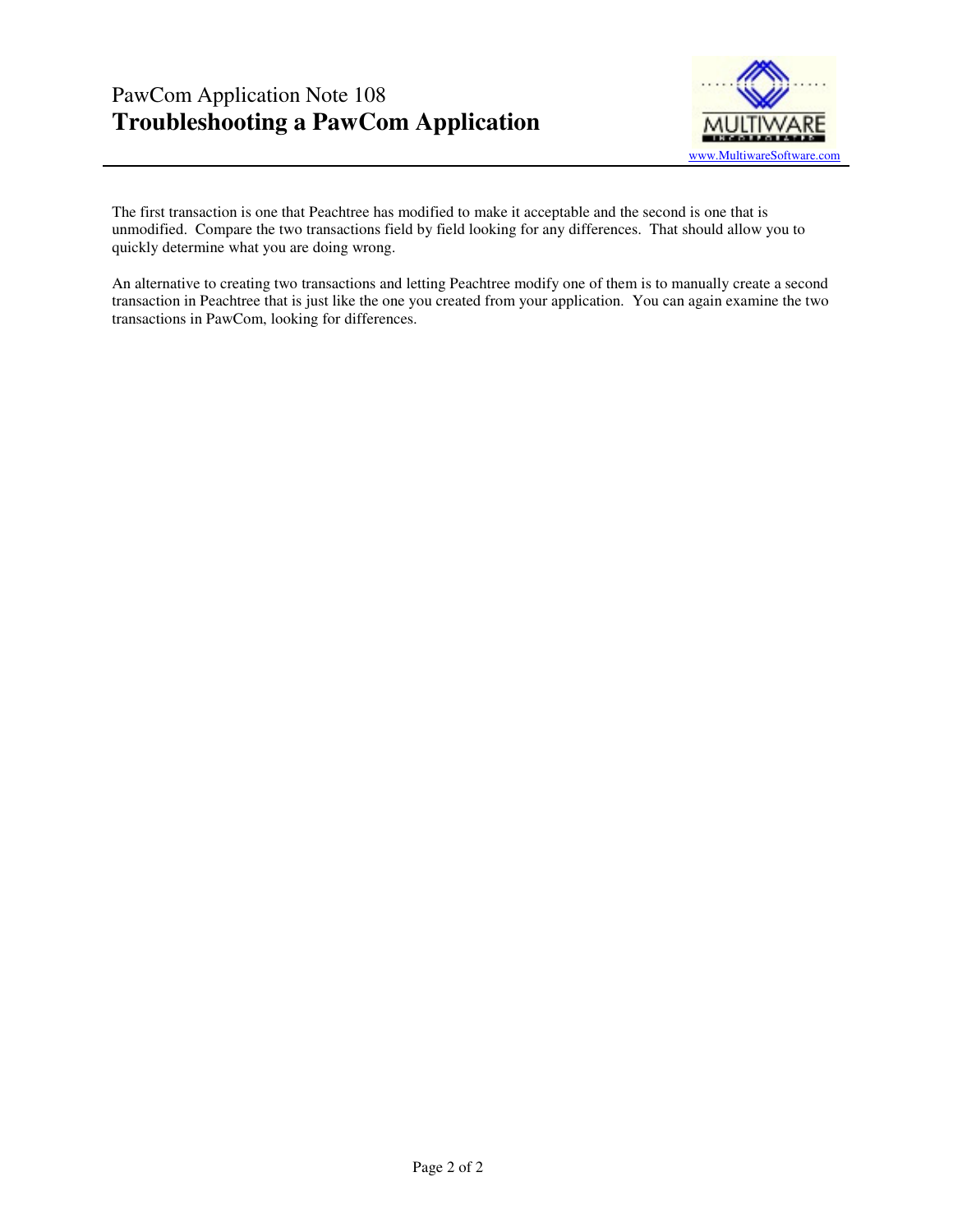The first transaction is one that Peachtree has modified to make it acceptable and the second is one that is unmodified. Compare the two transactions field by field looking for any differences. That should allow you to quickly determine what you are doing wrong.

An alternative to creating two transactions and letting Peachtree modify one of them is to manually create a second transaction in Peachtree that is just like the one you created from your application. You can again examine the two transactions in PawCom, looking for differences.